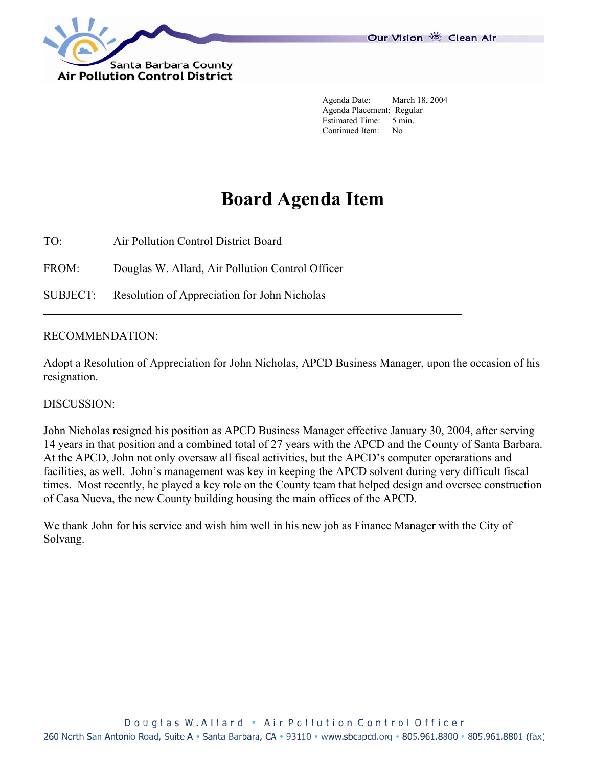Santa Barbara County
**Air Pollution Control District**

Our Vision Clean Air

Agenda Date: March 18, 2004
Agenda Placement: Regular
Estimated Time: 5 min.
Continued Item: No

# Board Agenda Item

TO: Air Pollution Control District Board

FROM: Douglas W. Allard, Air Pollution Control Officer

SUBJECT: Resolution of Appreciation for John Nicholas

---

RECOMMENDATION:

Adopt a Resolution of Appreciation for John Nicholas, APCD Business Manager, upon the occasion of his resignation.

DISCUSSION:

John Nicholas resigned his position as APCD Business Manager effective January 30, 2004, after serving 14 years in that position and a combined total of 27 years with the APCD and the County of Santa Barbara. At the APCD, John not only oversaw all fiscal activities, but the APCD's computer operarations and facilities, as well. John's management was key in keeping the APCD solvent during very difficult fiscal times. Most recently, he played a key role on the County team that helped design and oversee construction of Casa Nueva, the new County building housing the main offices of the APCD.

We thank John for his service and wish him well in his new job as Finance Manager with the City of Solvang.

Douglas W. Allard • Air Pollution Control Officer
260 North San Antonio Road, Suite A • Santa Barbara, CA • 93110 • www.sbcapcd.org • 805.961.8800 • 805.961.8801 (fax)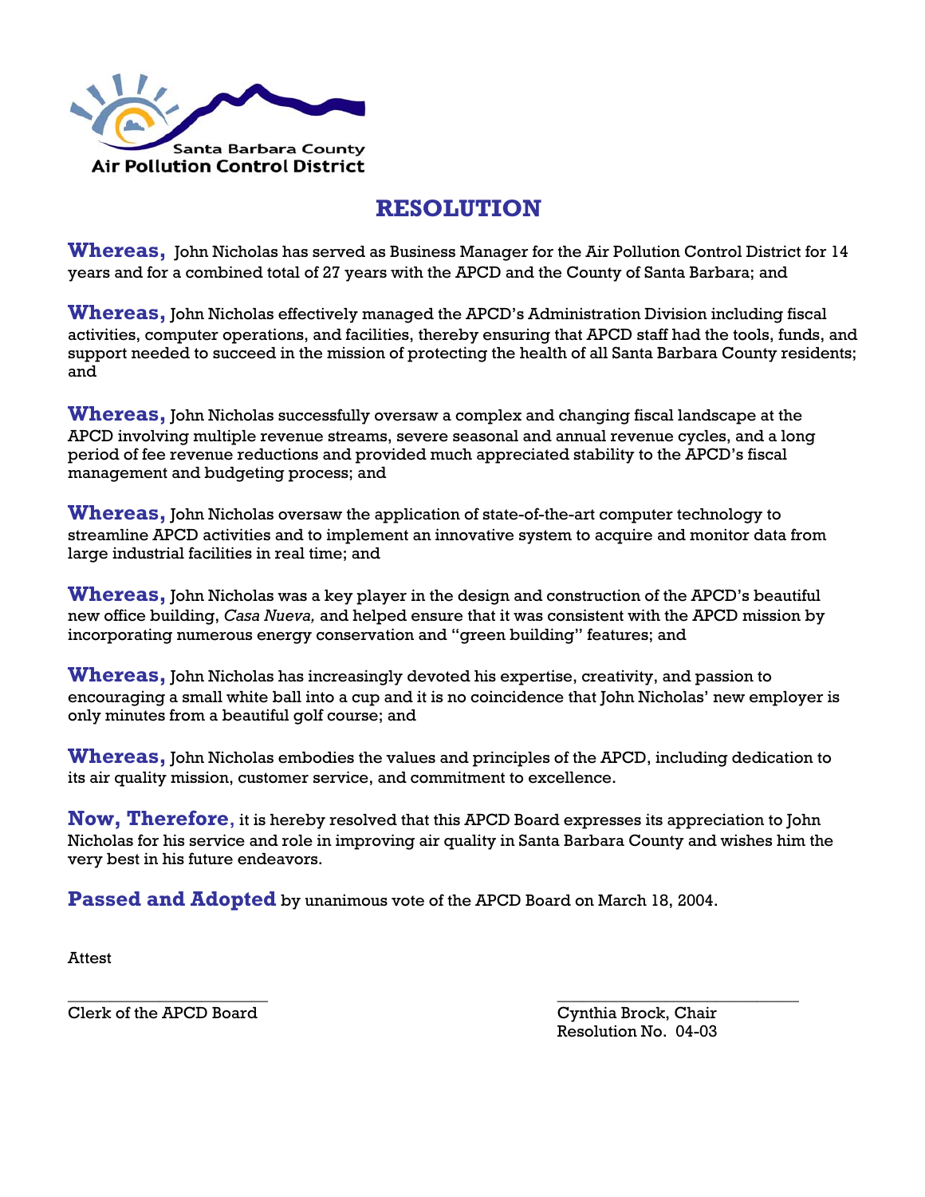Santa Barbara County
Air Pollution Control District

# RESOLUTION

**Whereas,** John Nicholas has served as Business Manager for the Air Pollution Control District for 14 years and for a combined total of 27 years with the APCD and the County of Santa Barbara; and

**Whereas,** John Nicholas effectively managed the APCD's Administration Division including fiscal activities, computer operations, and facilities, thereby ensuring that APCD staff had the tools, funds, and support needed to succeed in the mission of protecting the health of all Santa Barbara County residents; and

**Whereas,** John Nicholas successfully oversaw a complex and changing fiscal landscape at the APCD involving multiple revenue streams, severe seasonal and annual revenue cycles, and a long period of fee revenue reductions and provided much appreciated stability to the APCD's fiscal management and budgeting process; and

**Whereas,** John Nicholas oversaw the application of state-of-the-art computer technology to streamline APCD activities and to implement an innovative system to acquire and monitor data from large industrial facilities in real time; and

**Whereas,** John Nicholas was a key player in the design and construction of the APCD's beautiful new office building, *Casa Nueva,* and helped ensure that it was consistent with the APCD mission by incorporating numerous energy conservation and "green building" features; and

**Whereas,** John Nicholas has increasingly devoted his expertise, creativity, and passion to encouraging a small white ball into a cup and it is no coincidence that John Nicholas' new employer is only minutes from a beautiful golf course; and

**Whereas,** John Nicholas embodies the values and principles of the APCD, including dedication to its air quality mission, customer service, and commitment to excellence.

**Now, Therefore,** it is hereby resolved that this APCD Board expresses its appreciation to John Nicholas for his service and role in improving air quality in Santa Barbara County and wishes him the very best in his future endeavors.

**Passed and Adopted** by unanimous vote of the APCD Board on March 18, 2004.

Attest

\_\_\_\_\_\_\_\_\_\_\_\_\_\_\_\_\_\_\_\_\_\_\_\_
Clerk of the APCD Board

\_\_\_\_\_\_\_\_\_\_\_\_\_\_\_\_\_\_\_\_\_\_\_\_
Cynthia Brock, Chair
Resolution No. 04-03